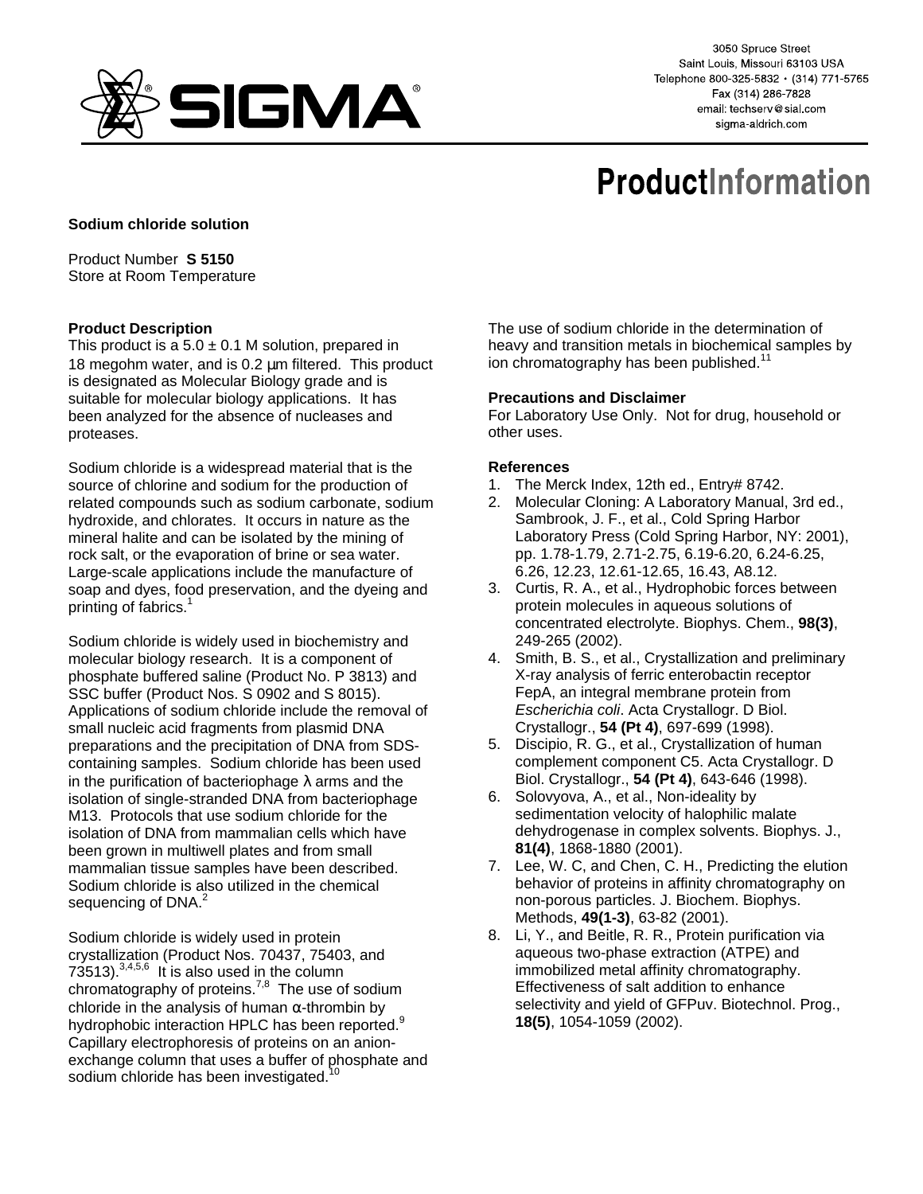3050 Spruce Street
Saint Louis, Missouri 63103 USA
Telephone 800-325-5832 • (314) 771-5765
Fax (314) 286-7828
email: techserv@sial.com
sigma-aldrich.com

# ProductInformation

**Sodium chloride solution**

Product Number **S 5150**
Store at Room Temperature

### Product Description

This product is a 5.0 ± 0.1 M solution, prepared in 18 megohm water, and is 0.2 µm filtered. This product is designated as Molecular Biology grade and is suitable for molecular biology applications. It has been analyzed for the absence of nucleases and proteases.

Sodium chloride is a widespread material that is the source of chlorine and sodium for the production of related compounds such as sodium carbonate, sodium hydroxide, and chlorates. It occurs in nature as the mineral halite and can be isolated by the mining of rock salt, or the evaporation of brine or sea water. Large-scale applications include the manufacture of soap and dyes, food preservation, and the dyeing and printing of fabrics.[1]

Sodium chloride is widely used in biochemistry and molecular biology research. It is a component of phosphate buffered saline (Product No. P 3813) and SSC buffer (Product Nos. S 0902 and S 8015). Applications of sodium chloride include the removal of small nucleic acid fragments from plasmid DNA preparations and the precipitation of DNA from SDS-containing samples. Sodium chloride has been used in the purification of bacteriophage λ arms and the isolation of single-stranded DNA from bacteriophage M13. Protocols that use sodium chloride for the isolation of DNA from mammalian cells which have been grown in multiwell plates and from small mammalian tissue samples have been described. Sodium chloride is also utilized in the chemical sequencing of DNA.[2]

Sodium chloride is widely used in protein crystallization (Product Nos. 70437, 75403, and 73513).[3,4,5,6] It is also used in the column chromatography of proteins.[7,8] The use of sodium chloride in the analysis of human α-thrombin by hydrophobic interaction HPLC has been reported.[9] Capillary electrophoresis of proteins on an anion-exchange column that uses a buffer of phosphate and sodium chloride has been investigated.[10]

The use of sodium chloride in the determination of heavy and transition metals in biochemical samples by ion chromatography has been published.[11]

### Precautions and Disclaimer

For Laboratory Use Only. Not for drug, household or other uses.

### References

1. The Merck Index, 12th ed., Entry# 8742.
2. Molecular Cloning: A Laboratory Manual, 3rd ed., Sambrook, J. F., et al., Cold Spring Harbor Laboratory Press (Cold Spring Harbor, NY: 2001), pp. 1.78-1.79, 2.71-2.75, 6.19-6.20, 6.24-6.25, 6.26, 12.23, 12.61-12.65, 16.43, A8.12.
3. Curtis, R. A., et al., Hydrophobic forces between protein molecules in aqueous solutions of concentrated electrolyte. Biophys. Chem., **98(3)**, 249-265 (2002).
4. Smith, B. S., et al., Crystallization and preliminary X-ray analysis of ferric enterobactin receptor FepA, an integral membrane protein from *Escherichia coli*. Acta Crystallogr. D Biol. Crystallogr., **54 (Pt 4)**, 697-699 (1998).
5. Discipio, R. G., et al., Crystallization of human complement component C5. Acta Crystallogr. D Biol. Crystallogr., **54 (Pt 4)**, 643-646 (1998).
6. Solovyova, A., et al., Non-ideality by sedimentation velocity of halophilic malate dehydrogenase in complex solvents. Biophys. J., **81(4)**, 1868-1880 (2001).
7. Lee, W. C, and Chen, C. H., Predicting the elution behavior of proteins in affinity chromatography on non-porous particles. J. Biochem. Biophys. Methods, **49(1-3)**, 63-82 (2001).
8. Li, Y., and Beitle, R. R., Protein purification via aqueous two-phase extraction (ATPE) and immobilized metal affinity chromatography. Effectiveness of salt addition to enhance selectivity and yield of GFPuv. Biotechnol. Prog., **18(5)**, 1054-1059 (2002).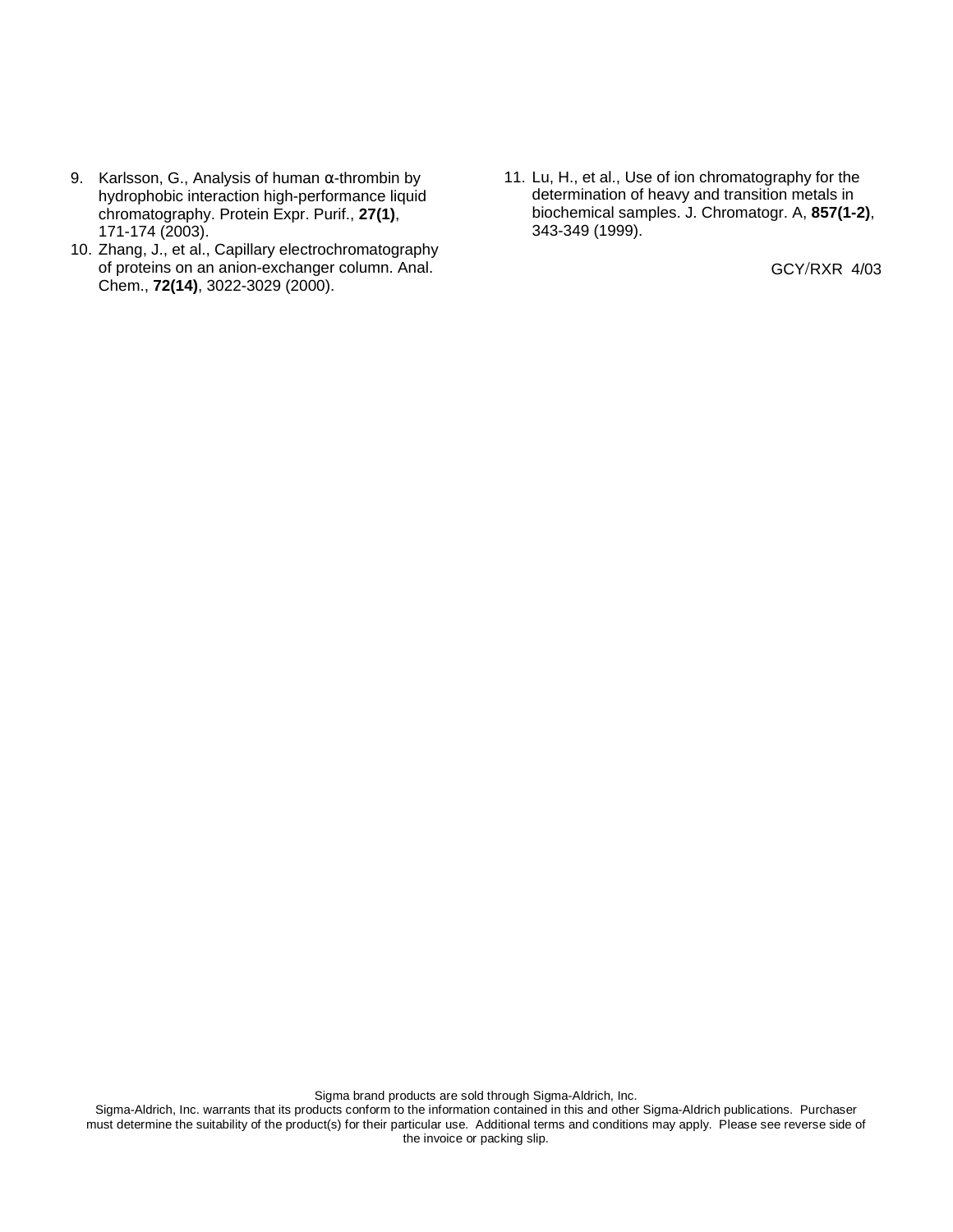9. Karlsson, G., Analysis of human α-thrombin by hydrophobic interaction high-performance liquid chromatography. Protein Expr. Purif., **27(1)**, 171-174 (2003).
10. Zhang, J., et al., Capillary electrochromatography of proteins on an anion-exchanger column. Anal. Chem., **72(14)**, 3022-3029 (2000).
11. Lu, H., et al., Use of ion chromatography for the determination of heavy and transition metals in biochemical samples. J. Chromatogr. A, **857(1-2)**, 343-349 (1999).

GCY/RXR 4/03

Sigma brand products are sold through Sigma-Aldrich, Inc.

Sigma-Aldrich, Inc. warrants that its products conform to the information contained in this and other Sigma-Aldrich publications. Purchaser must determine the suitability of the product(s) for their particular use. Additional terms and conditions may apply. Please see reverse side of the invoice or packing slip.